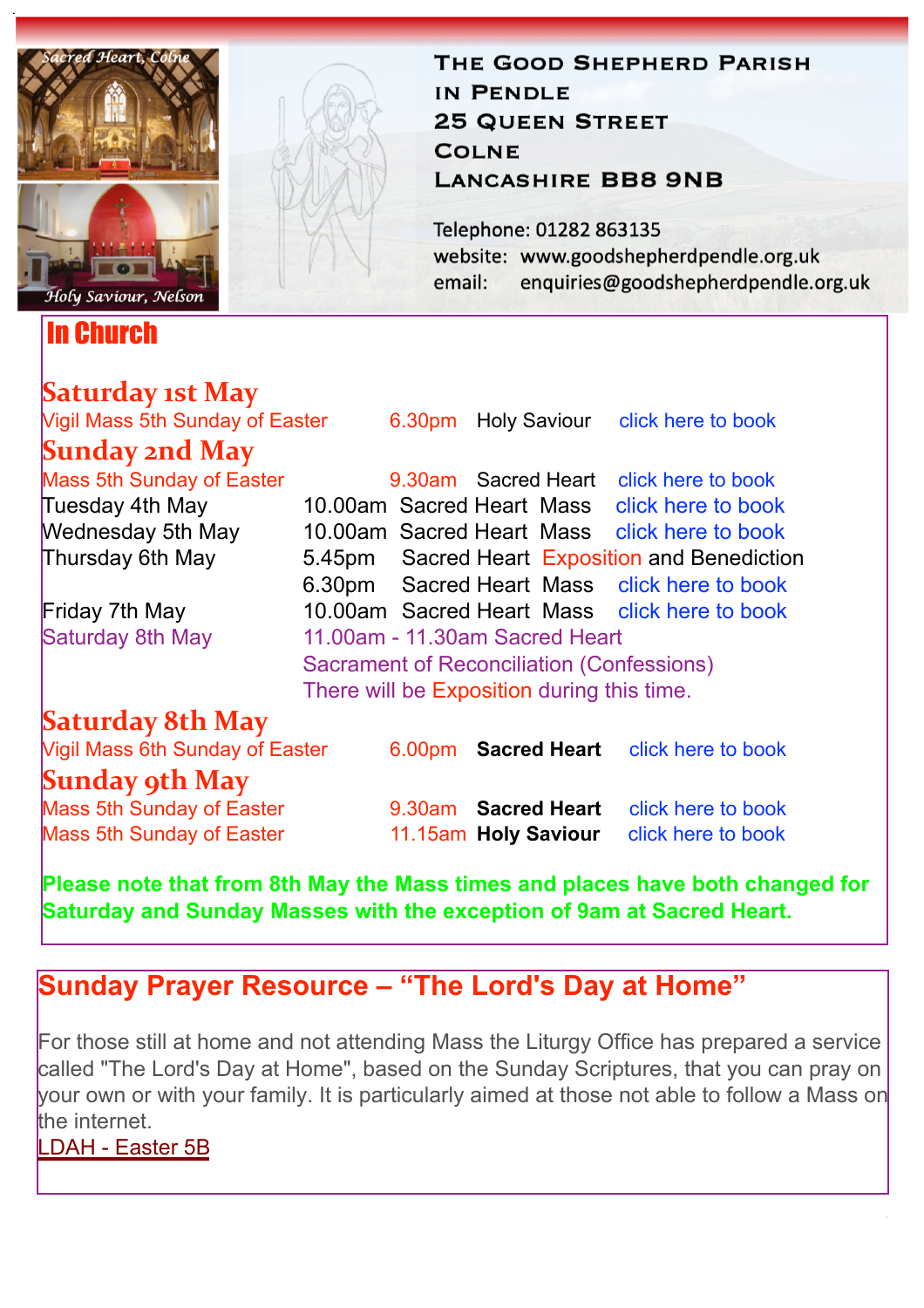Sacred Heart, Colne

Holy Saviour, Nelson

**THE GOOD SHEPHERD PARISH IN PENDLE**
**25 QUEEN STREET**
**COLNE**
**LANCASHIRE BB8 9NB**

Telephone: 01282 863135
website: www.goodshepherdpendle.org.uk
email: enquiries@goodshepherdpendle.org.uk

# In Church

## Saturday 1st May

Vigil Mass 5th Sunday of Easter — 6.30pm Holy Saviour — click here to book

## Sunday 2nd May

Mass 5th Sunday of Easter — 9.30am Sacred Heart — click here to book

Tuesday 4th May — 10.00am Sacred Heart Mass — click here to book

Wednesday 5th May — 10.00am Sacred Heart Mass — click here to book

Thursday 6th May — 5.45pm Sacred Heart Exposition and Benediction

6.30pm Sacred Heart Mass — click here to book

Friday 7th May — 10.00am Sacred Heart Mass — click here to book

Saturday 8th May — 11.00am - 11.30am Sacred Heart
Sacrament of Reconciliation (Confessions)
There will be Exposition during this time.

## Saturday 8th May

Vigil Mass 6th Sunday of Easter — 6.00pm **Sacred Heart** — click here to book

## Sunday 9th May

Mass 5th Sunday of Easter — 9.30am **Sacred Heart** — click here to book

Mass 5th Sunday of Easter — 11.15am **Holy Saviour** — click here to book

**Please note that from 8th May the Mass times and places have both changed for Saturday and Sunday Masses with the exception of 9am at Sacred Heart.**

## Sunday Prayer Resource – "The Lord's Day at Home"

For those still at home and not attending Mass the Liturgy Office has prepared a service called "The Lord's Day at Home", based on the Sunday Scriptures, that you can pray on your own or with your family. It is particularly aimed at those not able to follow a Mass on the internet.

LDAH - Easter 5B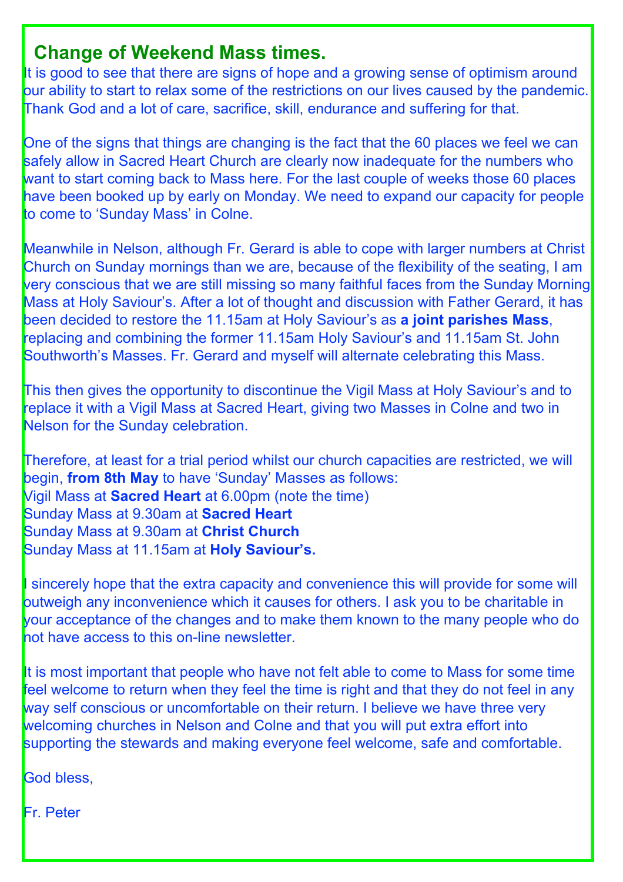## Change of Weekend Mass times.

It is good to see that there are signs of hope and a growing sense of optimism around our ability to start to relax some of the restrictions on our lives caused by the pandemic. Thank God and a lot of care, sacrifice, skill, endurance and suffering for that.

One of the signs that things are changing is the fact that the 60 places we feel we can safely allow in Sacred Heart Church are clearly now inadequate for the numbers who want to start coming back to Mass here. For the last couple of weeks those 60 places have been booked up by early on Monday. We need to expand our capacity for people to come to 'Sunday Mass' in Colne.

Meanwhile in Nelson, although Fr. Gerard is able to cope with larger numbers at Christ Church on Sunday mornings than we are, because of the flexibility of the seating, I am very conscious that we are still missing so many faithful faces from the Sunday Morning Mass at Holy Saviour's. After a lot of thought and discussion with Father Gerard, it has been decided to restore the 11.15am at Holy Saviour's as **a joint parishes Mass**, replacing and combining the former 11.15am Holy Saviour's and 11.15am St. John Southworth's Masses. Fr. Gerard and myself will alternate celebrating this Mass.

This then gives the opportunity to discontinue the Vigil Mass at Holy Saviour's and to replace it with a Vigil Mass at Sacred Heart, giving two Masses in Colne and two in Nelson for the Sunday celebration.

Therefore, at least for a trial period whilst our church capacities are restricted, we will begin, **from 8th May** to have 'Sunday' Masses as follows:
Vigil Mass at **Sacred Heart** at 6.00pm (note the time)
Sunday Mass at 9.30am at **Sacred Heart**
Sunday Mass at 9.30am at **Christ Church**
Sunday Mass at 11.15am at **Holy Saviour's.**

I sincerely hope that the extra capacity and convenience this will provide for some will outweigh any inconvenience which it causes for others. I ask you to be charitable in your acceptance of the changes and to make them known to the many people who do not have access to this on-line newsletter.

It is most important that people who have not felt able to come to Mass for some time feel welcome to return when they feel the time is right and that they do not feel in any way self conscious or uncomfortable on their return. I believe we have three very welcoming churches in Nelson and Colne and that you will put extra effort into supporting the stewards and making everyone feel welcome, safe and comfortable.

God bless,

Fr. Peter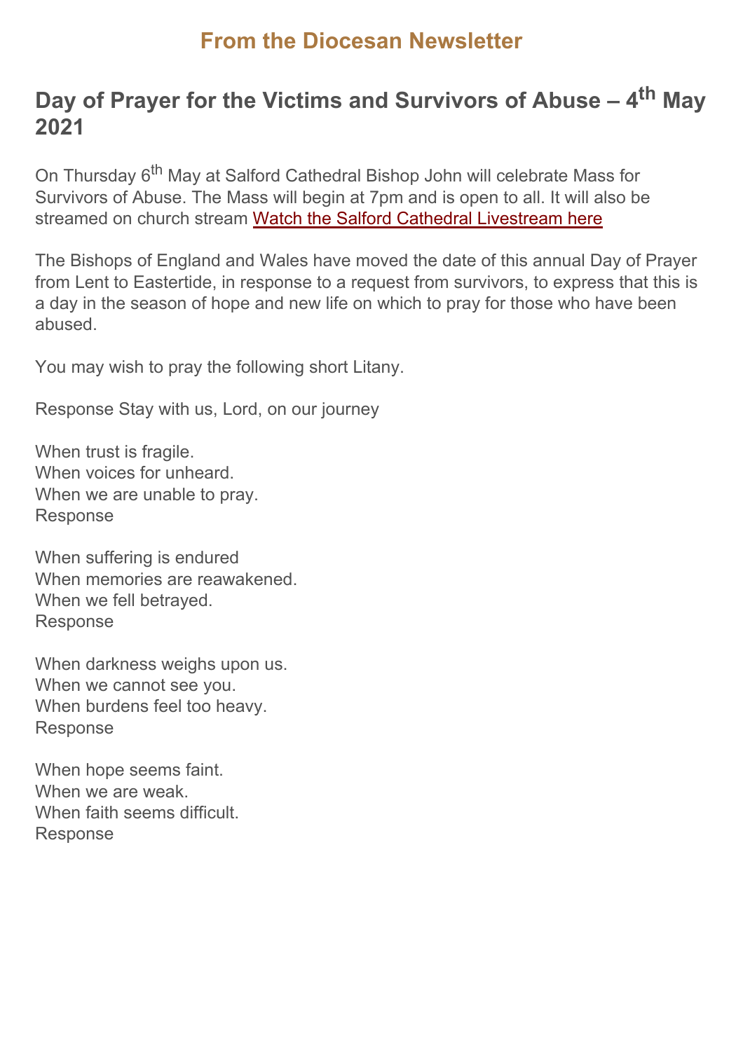## From the Diocesan Newsletter

# Day of Prayer for the Victims and Survivors of Abuse – 4th May 2021

On Thursday 6th May at Salford Cathedral Bishop John will celebrate Mass for Survivors of Abuse. The Mass will begin at 7pm and is open to all. It will also be streamed on church stream Watch the Salford Cathedral Livestream here

The Bishops of England and Wales have moved the date of this annual Day of Prayer from Lent to Eastertide, in response to a request from survivors, to express that this is a day in the season of hope and new life on which to pray for those who have been abused.

You may wish to pray the following short Litany.

Response Stay with us, Lord, on our journey

When trust is fragile.
When voices for unheard.
When we are unable to pray.
Response

When suffering is endured
When memories are reawakened.
When we fell betrayed.
Response

When darkness weighs upon us.
When we cannot see you.
When burdens feel too heavy.
Response

When hope seems faint.
When we are weak.
When faith seems difficult.
Response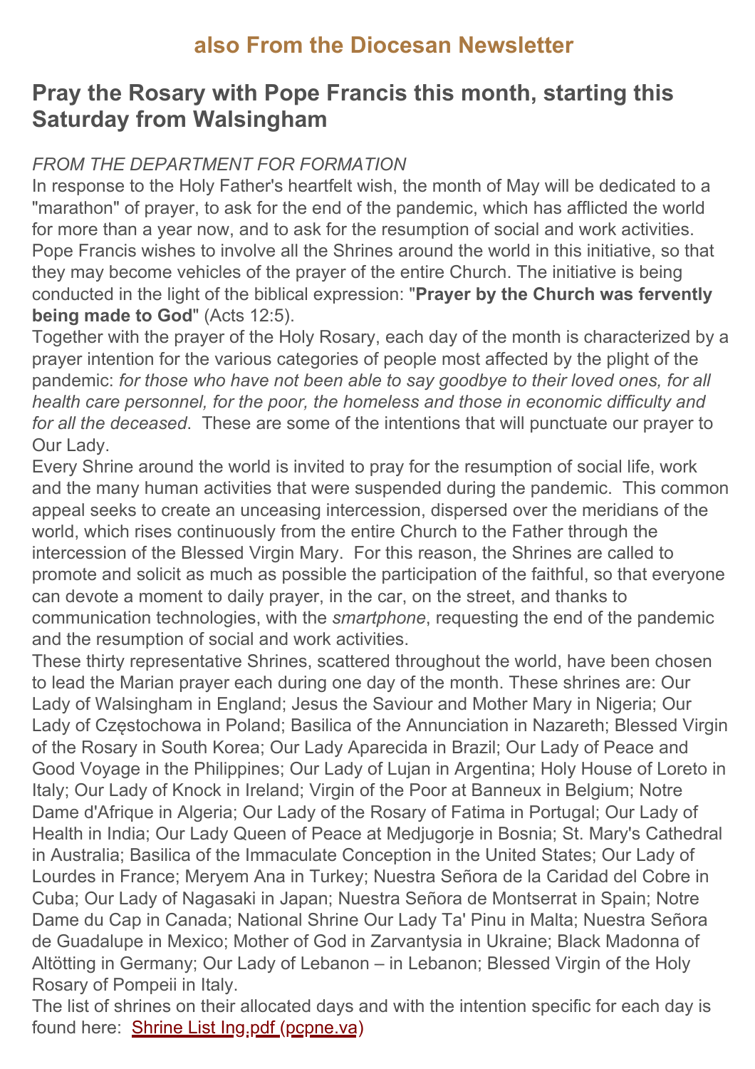## also From the Diocesan Newsletter

# Pray the Rosary with Pope Francis this month, starting this Saturday from Walsingham

*FROM THE DEPARTMENT FOR FORMATION*

In response to the Holy Father's heartfelt wish, the month of May will be dedicated to a "marathon" of prayer, to ask for the end of the pandemic, which has afflicted the world for more than a year now, and to ask for the resumption of social and work activities. Pope Francis wishes to involve all the Shrines around the world in this initiative, so that they may become vehicles of the prayer of the entire Church. The initiative is being conducted in the light of the biblical expression: "**Prayer by the Church was fervently being made to God**" (Acts 12:5).

Together with the prayer of the Holy Rosary, each day of the month is characterized by a prayer intention for the various categories of people most affected by the plight of the pandemic: *for those who have not been able to say goodbye to their loved ones, for all health care personnel, for the poor, the homeless and those in economic difficulty and for all the deceased*. These are some of the intentions that will punctuate our prayer to Our Lady.

Every Shrine around the world is invited to pray for the resumption of social life, work and the many human activities that were suspended during the pandemic. This common appeal seeks to create an unceasing intercession, dispersed over the meridians of the world, which rises continuously from the entire Church to the Father through the intercession of the Blessed Virgin Mary. For this reason, the Shrines are called to promote and solicit as much as possible the participation of the faithful, so that everyone can devote a moment to daily prayer, in the car, on the street, and thanks to communication technologies, with the *smartphone*, requesting the end of the pandemic and the resumption of social and work activities.

These thirty representative Shrines, scattered throughout the world, have been chosen to lead the Marian prayer each during one day of the month. These shrines are: Our Lady of Walsingham in England; Jesus the Saviour and Mother Mary in Nigeria; Our Lady of Częstochowa in Poland; Basilica of the Annunciation in Nazareth; Blessed Virgin of the Rosary in South Korea; Our Lady Aparecida in Brazil; Our Lady of Peace and Good Voyage in the Philippines; Our Lady of Lujan in Argentina; Holy House of Loreto in Italy; Our Lady of Knock in Ireland; Virgin of the Poor at Banneux in Belgium; Notre Dame d'Afrique in Algeria; Our Lady of the Rosary of Fatima in Portugal; Our Lady of Health in India; Our Lady Queen of Peace at Medjugorje in Bosnia; St. Mary's Cathedral in Australia; Basilica of the Immaculate Conception in the United States; Our Lady of Lourdes in France; Meryem Ana in Turkey; Nuestra Señora de la Caridad del Cobre in Cuba; Our Lady of Nagasaki in Japan; Nuestra Señora de Montserrat in Spain; Notre Dame du Cap in Canada; National Shrine Our Lady Ta' Pinu in Malta; Nuestra Señora de Guadalupe in Mexico; Mother of God in Zarvantysia in Ukraine; Black Madonna of Altötting in Germany; Our Lady of Lebanon – in Lebanon; Blessed Virgin of the Holy Rosary of Pompeii in Italy.

The list of shrines on their allocated days and with the intention specific for each day is found here: Shrine List Ing.pdf (pcpne.va)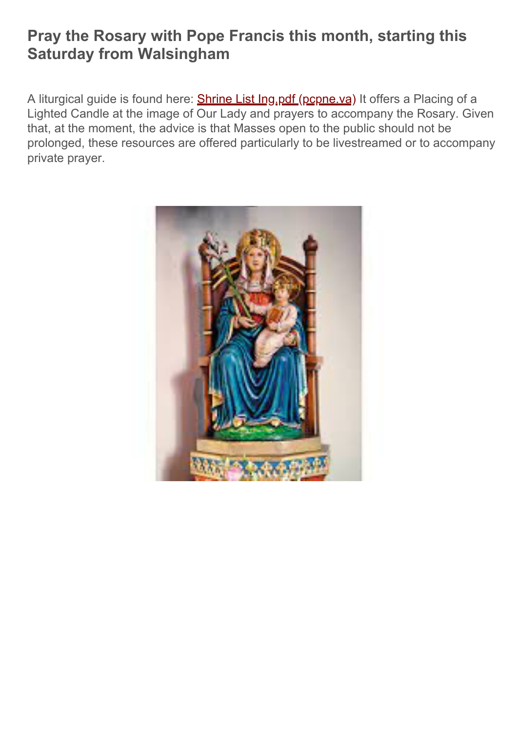## Pray the Rosary with Pope Francis this month, starting this Saturday from Walsingham

A liturgical guide is found here: Shrine List Ing.pdf (pcpne.va) It offers a Placing of a Lighted Candle at the image of Our Lady and prayers to accompany the Rosary. Given that, at the moment, the advice is that Masses open to the public should not be prolonged, these resources are offered particularly to be livestreamed or to accompany private prayer.